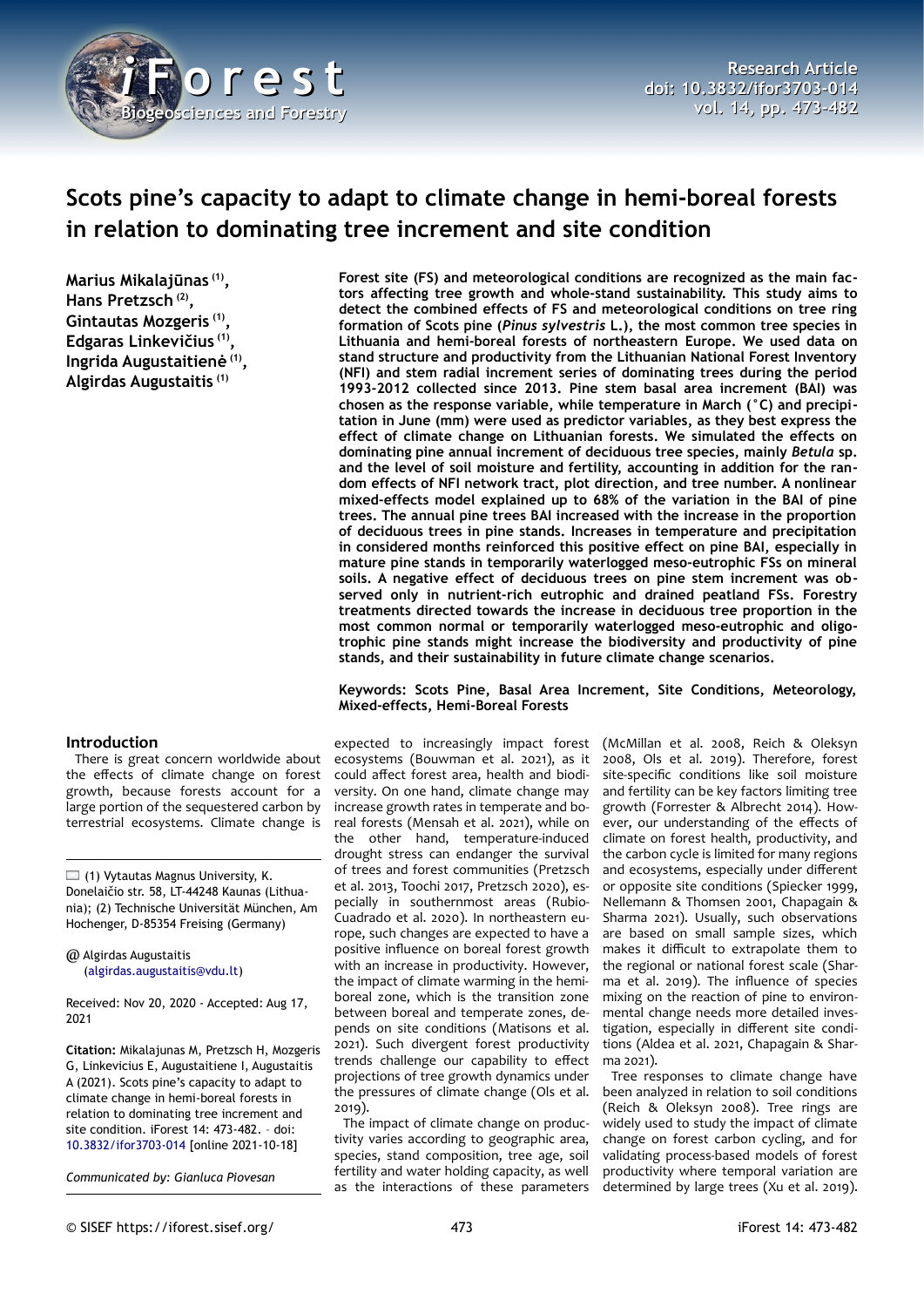# Scots pine's capacity to adapt to climate change in hemi-boreal forests in relation to dominating tree increment and site condition

**Marius Mikalajūnas [1], Hans Pretzsch [2], Gintautas Mozgeris [1], Edgaras Linkevičius [1], Ingrida Augustaitienė [1], Algirdas Augustaitis [1]**

**Forest site (FS) and meteorological conditions are recognized as the main factors affecting tree growth and whole-stand sustainability. This study aims to detect the combined effects of FS and meteorological conditions on tree ring formation of Scots pine (*Pinus sylvestris* L.), the most common tree species in Lithuania and hemi-boreal forests of northeastern Europe. We used data on stand structure and productivity from the Lithuanian National Forest Inventory (NFI) and stem radial increment series of dominating trees during the period 1993-2012 collected since 2013. Pine stem basal area increment (BAI) was chosen as the response variable, while temperature in March (°C) and precipitation in June (mm) were used as predictor variables, as they best express the effect of climate change on Lithuanian forests. We simulated the effects on dominating pine annual increment of deciduous tree species, mainly *Betula* sp. and the level of soil moisture and fertility, accounting in addition for the random effects of NFI network tract, plot direction, and tree number. A nonlinear mixed-effects model explained up to 68% of the variation in the BAI of pine trees. The annual pine trees BAI increased with the increase in the proportion of deciduous trees in pine stands. Increases in temperature and precipitation in considered months reinforced this positive effect on pine BAI, especially in mature pine stands in temporarily waterlogged meso-eutrophic FSs on mineral soils. A negative effect of deciduous trees on pine stem increment was observed only in nutrient-rich eutrophic and drained peatland FSs. Forestry treatments directed towards the increase in deciduous tree proportion in the most common normal or temporarily waterlogged meso-eutrophic and oligotrophic pine stands might increase the biodiversity and productivity of pine stands, and their sustainability in future climate change scenarios.**

**Keywords: Scots Pine, Basal Area Increment, Site Conditions, Meteorology, Mixed-effects, Hemi-Boreal Forests**

(1) Vytautas Magnus University, K. Donelaičio str. 58, LT-44248 Kaunas (Lithuania); (2) Technische Universität München, Am Hochenger, D-85354 Freising (Germany)

@ Algirdas Augustaitis (algirdas.augustaitis@vdu.lt)

Received: Nov 20, 2020 - Accepted: Aug 17, 2021

**Citation:** Mikalajunas M, Pretzsch H, Mozgeris G, Linkevicius E, Augustaitiene I, Augustaitis A (2021). Scots pine's capacity to adapt to climate change in hemi-boreal forests in relation to dominating tree increment and site condition. iForest 14: 473-482. – doi: 10.3832/ifor3703-014 [online 2021-10-18]

*Communicated by: Gianluca Piovesan*

## Introduction

There is great concern worldwide about the effects of climate change on forest growth, because forests account for a large portion of the sequestered carbon by terrestrial ecosystems. Climate change is expected to increasingly impact forest ecosystems (Bouwman et al. 2021), as it could affect forest area, health and biodiversity. On one hand, climate change may increase growth rates in temperate and boreal forests (Mensah et al. 2021), while on the other hand, temperature-induced drought stress can endanger the survival of trees and forest communities (Pretzsch et al. 2013, Toochi 2017, Pretzsch 2020), especially in southernmost areas (Rubio-Cuadrado et al. 2020). In northeastern europe, such changes are expected to have a positive influence on boreal forest growth with an increase in productivity. However, the impact of climate warming in the hemi-boreal zone, which is the transition zone between boreal and temperate zones, depends on site conditions (Matisons et al. 2021). Such divergent forest productivity trends challenge our capability to effect projections of tree growth dynamics under the pressures of climate change (Ols et al. 2019).

The impact of climate change on productivity varies according to geographic area, species, stand composition, tree age, soil fertility and water holding capacity, as well as the interactions of these parameters (McMillan et al. 2008, Reich & Oleksyn 2008, Ols et al. 2019). Therefore, forest site-specific conditions like soil moisture and fertility can be key factors limiting tree growth (Forrester & Albrecht 2014). However, our understanding of the effects of climate on forest health, productivity, and the carbon cycle is limited for many regions and ecosystems, especially under different or opposite site conditions (Spiecker 1999, Nellemann & Thomsen 2001, Chapagain & Sharma 2021). Usually, such observations are based on small sample sizes, which makes it difficult to extrapolate them to the regional or national forest scale (Sharma et al. 2019). The influence of species mixing on the reaction of pine to environmental change needs more detailed investigation, especially in different site conditions (Aldea et al. 2021, Chapagain & Sharma 2021).

Tree responses to climate change have been analyzed in relation to soil conditions (Reich & Oleksyn 2008). Tree rings are widely used to study the impact of climate change on forest carbon cycling, and for validating process-based models of forest productivity where temporal variation are determined by large trees (Xu et al. 2019).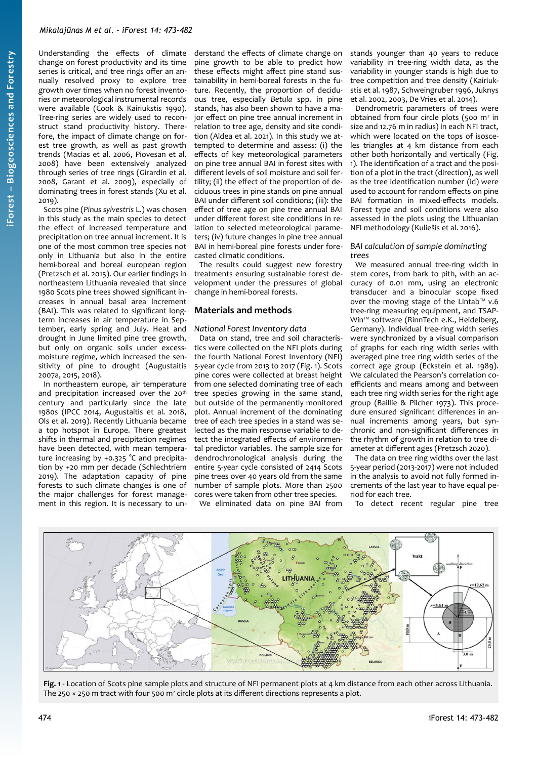Understanding the effects of climate change on forest productivity and its time series is critical, and tree rings offer an annually resolved proxy to explore tree growth over times when no forest inventories or meteorological instrumental records were available (Cook & Kairiukstis 1990). Tree-ring series are widely used to reconstruct stand productivity history. Therefore, the impact of climate change on forest tree growth, as well as past growth trends (Macias et al. 2006, Piovesan et al. 2008) have been extensively analyzed through series of tree rings (Girardin et al. 2008, Garant et al. 2009), especially of dominating trees in forest stands (Xu et al. 2019).

Scots pine (*Pinus sylvestris* L.) was chosen in this study as the main species to detect the effect of increased temperature and precipitation on tree annual increment. It is one of the most common tree species not only in Lithuania but also in the entire hemi-boreal and boreal european region (Pretzsch et al. 2015). Our earlier findings in northeastern Lithuania revealed that since 1980 Scots pine trees showed significant increases in annual basal area increment (BAI). This was related to significant long-term increases in air temperature in September, early spring and July. Heat and drought in June limited pine tree growth, but only on organic soils under excess-moisture regime, which increased the sensitivity of pine to drought (Augustaitis 2007a, 2015, 2018).

In northeastern europe, air temperature and precipitation increased over the 20th century and particularly since the late 1980s (IPCC 2014, Augustaitis et al. 2018, Ols et al. 2019). Recently Lithuania became a top hotspot in Europe. There greatest shifts in thermal and precipitation regimes have been detected, with mean temperature increasing by +0.325 °C and precipitation by +20 mm per decade (Schlechtriem 2019). The adaptation capacity of pine forests to such climate changes is one of the major challenges for forest management in this region. It is necessary to understand the effects of climate change on pine growth to be able to predict how these effects might affect pine stand sustainability in hemi-boreal forests in the future. Recently, the proportion of deciduous tree, especially *Betula* spp. in pine stands, has also been shown to have a major effect on pine tree annual increment in relation to tree age, density and site condition (Aldea et al. 2021). In this study we attempted to determine and assess: (i) the effects of key meteorological parameters on pine tree annual BAI in forest sites with different levels of soil moisture and soil fertility; (ii) the effect of the proportion of deciduous trees in pine stands on pine annual BAI under different soil conditions; (iii): the effect of tree age on pine tree annual BAI under different forest site conditions in relation to selected meteorological parameters; (iv) future changes in pine tree annual BAI in hemi-boreal pine forests under forecasted climatic conditions.

The results could suggest new forestry treatments ensuring sustainable forest development under the pressures of global change in hemi-boreal forests.

## Materials and methods

### *National Forest Inventory data*

Data on stand, tree and soil characteristics were collected on the NFI plots during the fourth National Forest Inventory (NFI) 5-year cycle from 2013 to 2017 (Fig. 1). Scots pine cores were collected at breast height from one selected dominating tree of each tree species growing in the same stand, but outside of the permanently monitored plot. Annual increment of the dominating tree of each tree species in a stand was selected as the main response variable to detect the integrated effects of environmental predictor variables. The sample size for dendrochronological analysis during the entire 5-year cycle consisted of 2414 Scots pine trees over 40 years old from the same number of sample plots. More than 2500 cores were taken from other tree species.

We eliminated data on pine BAI from stands younger than 40 years to reduce variability in tree-ring width data, as the variability in younger stands is high due to tree competition and tree density (Kairiukstis et al. 1987, Schweingruber 1996, Juknys et al. 2002, 2003, De Vries et al. 2014).

Dendrometric parameters of trees were obtained from four circle plots (500 m² in size and 12.76 m in radius) in each NFI tract, which were located on the tops of isosceles triangles at 4 km distance from each other both horizontally and vertically (Fig. 1). The identification of a tract and the position of a plot in the tract (direction), as well as the tree identification number (id) were used to account for random effects on pine BAI formation in mixed-effects models. Forest type and soil conditions were also assessed in the plots using the Lithuanian NFI methodology (Kuliešis et al. 2016).

### *BAI calculation of sample dominating trees*

We measured annual tree-ring width in stem cores, from bark to pith, with an accuracy of 0.01 mm, using an electronic transducer and a binocular scope fixed over the moving stage of the Lintab™ v.6 tree-ring measuring equipment, and TSAP-Win™ software (RinnTech e.K., Heidelberg, Germany). Individual tree-ring width series were synchronized by a visual comparison of graphs for each ring width series with averaged pine tree ring width series of the correct age group (Eckstein et al. 1989). We calculated the Pearson's correlation coefficients and means among and between each tree ring width series for the right age group (Baillie & Pilcher 1973). This procedure ensured significant differences in annual increments among years, but synchronic and non-significant differences in the rhythm of growth in relation to tree diameter at different ages (Pretzsch 2020).

The data on tree ring widths over the last 5-year period (2013-2017) were not included in the analysis to avoid not fully formed increments of the last year to have equal period for each tree.

To detect recent regular pine tree

**Fig. 1** - Location of Scots pine sample plots and structure of NFI permanent plots at 4 km distance from each other across Lithuania. The 250 × 250 m tract with four 500 m² circle plots at its different directions represents a plot.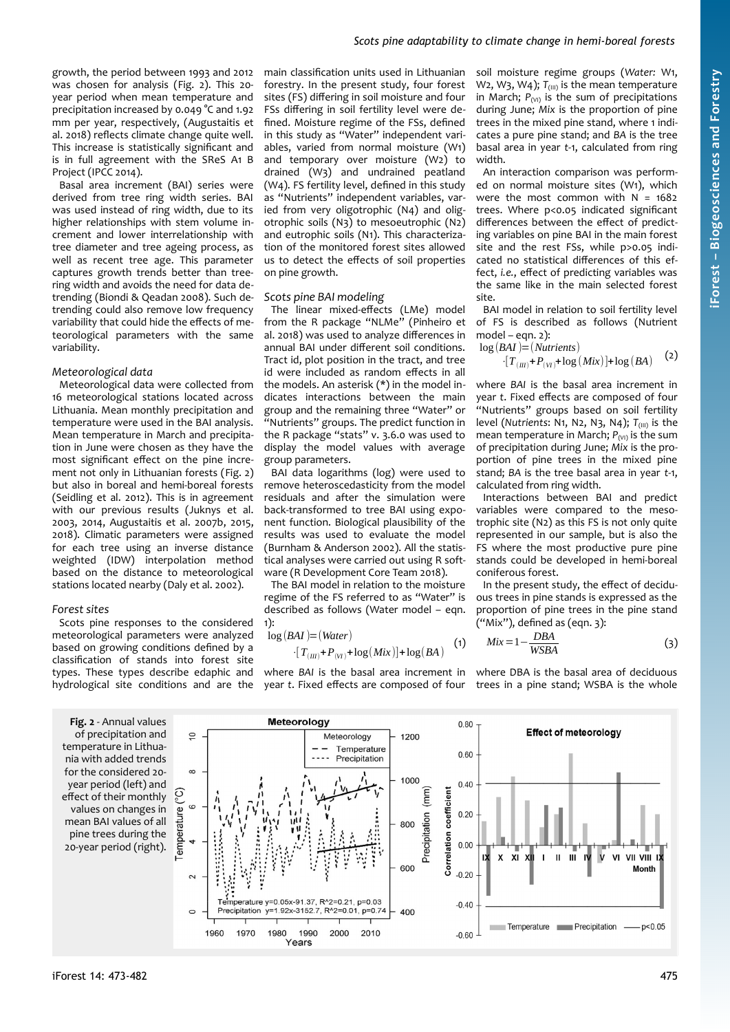growth, the period between 1993 and 2012 was chosen for analysis (Fig. 2). This 20-year period when mean temperature and precipitation increased by 0.049 °C and 1.92 mm per year, respectively, (Augustaitis et al. 2018) reflects climate change quite well. This increase is statistically significant and is in full agreement with the SReS A1 B Project (IPCC 2014).

Basal area increment (BAI) series were derived from tree ring width series. BAI was used instead of ring width, due to its higher relationships with stem volume increment and lower interrelationship with tree diameter and tree ageing process, as well as recent tree age. This parameter captures growth trends better than tree-ring width and avoids the need for data detrending (Biondi & Qeadan 2008). Such detrending could also remove low frequency variability that could hide the effects of meteorological parameters with the same variability.

### Meteorological data

Meteorological data were collected from 16 meteorological stations located across Lithuania. Mean monthly precipitation and temperature were used in the BAI analysis. Mean temperature in March and precipitation in June were chosen as they have the most significant effect on the pine increment not only in Lithuanian forests (Fig. 2) but also in boreal and hemi-boreal forests (Seidling et al. 2012). This is in agreement with our previous results (Juknys et al. 2003, 2014, Augustaitis et al. 2007b, 2015, 2018). Climatic parameters were assigned for each tree using an inverse distance weighted (IDW) interpolation method based on the distance to meteorological stations located nearby (Daly et al. 2002).

### Forest sites

Scots pine responses to the considered meteorological parameters were analyzed based on growing conditions defined by a classification of stands into forest site types. These types describe edaphic and hydrological site conditions and are the main classification units used in Lithuanian forestry. In the present study, four forest sites (FS) differing in soil moisture and four FSs differing in soil fertility level were defined. Moisture regime of the FSs, defined in this study as "Water" independent variables, varied from normal moisture (W1) and temporary over moisture (W2) to drained (W3) and undrained peatland (W4). FS fertility level, defined in this study as "Nutrients" independent variables, varied from very oligotrophic (N4) and oligotrophic soils (N3) to mesoeutrophic (N2) and eutrophic soils (N1). This characterization of the monitored forest sites allowed us to detect the effects of soil properties on pine growth.

### Scots pine BAI modeling

The linear mixed-effects (LMe) model from the R package "NLMe" (Pinheiro et al. 2018) was used to analyze differences in annual BAI under different soil conditions. Tract id, plot position in the tract, and tree id were included as random effects in all the models. An asterisk (*) in the model indicates interactions between the main group and the remaining three "Water" or "Nutrients" groups. The predict function in the R package "stats" v. 3.6.0 was used to display the model values with average group parameters.

BAI data logarithms (log) were used to remove heteroscedasticity from the model residuals and after the simulation were back-transformed to tree BAI using exponent function. Biological plausibility of the results was used to evaluate the model (Burnham & Anderson 2002). All the statistical analyses were carried out using R software (R Development Core Team 2018).

The BAI model in relation to the moisture regime of the FS referred to as "Water" is described as follows (Water model – eqn. 1):

$$\log(BAI) = (Water) \cdot [T_{(III)} + P_{(VI)} + \log(Mix)] + \log(BA) \quad (1)$$

where *BAI* is the basal area increment in year *t*. Fixed effects are composed of four soil moisture regime groups (*Water:* W1, W2, W3, W4); $T_{(III)}$ is the mean temperature in March; $P_{(VI)}$ is the sum of precipitations during June; *Mix* is the proportion of pine trees in the mixed pine stand, where 1 indicates a pure pine stand; and *BA* is the tree basal area in year *t*-1, calculated from ring width.

An interaction comparison was performed on normal moisture sites (W1), which were the most common with N = 1682 trees. Where p<0.05 indicated significant differences between the effect of predicting variables on pine BAI in the main forest site and the rest FSs, while p>0.05 indicated no statistical differences of this effect, *i.e.*, effect of predicting variables was the same like in the main selected forest site.

BAI model in relation to soil fertility level of FS is described as follows (Nutrient model – eqn. 2):

$$\log(BAI) = (Nutrients) \cdot [T_{(III)} + P_{(VI)} + \log(Mix)] + \log(BA) \quad (2)$$

where *BAI* is the basal area increment in year *t*. Fixed effects are composed of four "Nutrients" groups based on soil fertility level (*Nutrients*: N1, N2, N3, N4); $T_{(III)}$ is the mean temperature in March; $P_{(VI)}$ is the sum of precipitation during June; *Mix* is the proportion of pine trees in the mixed pine stand; *BA* is the tree basal area in year *t*-1, calculated from ring width.

Interactions between BAI and predict variables were compared to the mesotrophic site (N2) as this FS is not only quite well represented in our sample, but is also the FS where the most productive pure pine stands could be developed in hemi-boreal coniferous forest.

In the present study, the effect of deciduous trees in pine stands is expressed as the proportion of pine trees in the pine stand ("Mix"), defined as (eqn. 3):

$$Mix = 1 - \frac{DBA}{WSBA} \quad (3)$$

where DBA is the basal area of deciduous trees in a pine stand; WSBA is the whole

**Fig. 2** - Annual values of precipitation and temperature in Lithuania with added trends for the considered 20-year period (left) and effect of their monthly values on changes in mean BAI values of all pine trees during the 20-year period (right).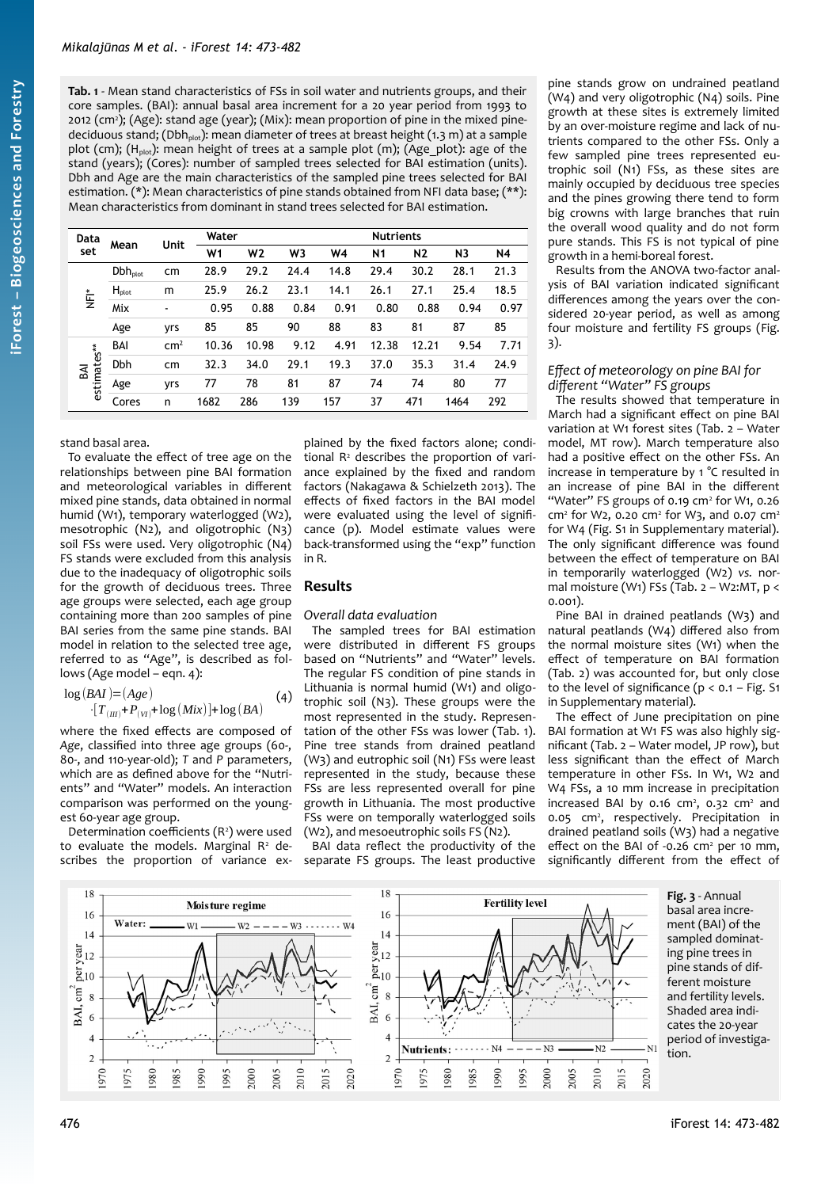**Tab. 1** - Mean stand characteristics of FSs in soil water and nutrients groups, and their core samples. (BAI): annual basal area increment for a 20 year period from 1993 to 2012 ($cm^2$); (Age): stand age (year); (Mix): mean proportion of pine in the mixed pine-deciduous stand; ($Dbh_{plot}$): mean diameter of trees at breast height (1.3 m) at a sample plot (cm); ($H_{plot}$): mean height of trees at a sample plot (m); (Age_plot): age of the stand (years); (Cores): number of sampled trees selected for BAI estimation (units). Dbh and Age are the main characteristics of the sampled pine trees selected for BAI estimation. (*): Mean characteristics of pine stands obtained from NFI data base; (**): Mean characteristics from dominant in stand trees selected for BAI estimation.

| Data set | Mean | Unit | Water | | | | Nutrients | | | |
|---|---|---|---|---|---|---|---|---|---|---|
| | | | W1 | W2 | W3 | W4 | N1 | N2 | N3 | N4 |
| NFI* | $Dbh_{plot}$ | cm | 28.9 | 29.2 | 24.4 | 14.8 | 29.4 | 30.2 | 28.1 | 21.3 |
| | $H_{plot}$ | m | 25.9 | 26.2 | 23.1 | 14.1 | 26.1 | 27.1 | 25.4 | 18.5 |
| | Mix | - | 0.95 | 0.88 | 0.84 | 0.91 | 0.80 | 0.88 | 0.94 | 0.97 |
| | Age | yrs | 85 | 85 | 90 | 88 | 83 | 81 | 87 | 85 |
| BAI estimates** | BAI | $cm^2$ | 10.36 | 10.98 | 9.12 | 4.91 | 12.38 | 12.21 | 9.54 | 7.71 |
| | Dbh | cm | 32.3 | 34.0 | 29.1 | 19.3 | 37.0 | 35.3 | 31.4 | 24.9 |
| | Age | yrs | 77 | 78 | 81 | 87 | 74 | 74 | 80 | 77 |
| | Cores | n | 1682 | 286 | 139 | 157 | 37 | 471 | 1464 | 292 |

stand basal area.

To evaluate the effect of tree age on the relationships between pine BAI formation and meteorological variables in different mixed pine stands, data obtained in normal humid (W1), temporary waterlogged (W2), mesotrophic (N2), and oligotrophic (N3) soil FSs were used. Very oligotrophic (N4) FS stands were excluded from this analysis due to the inadequacy of oligotrophic soils for the growth of deciduous trees. Three age groups were selected, each age group containing more than 200 samples of pine BAI series from the same pine stands. BAI model in relation to the selected tree age, referred to as "Age", is described as follows (Age model – eqn. 4):

$$\log(BAI) = (Age) \cdot [T_{(III)} + P_{(VI)} + \log(Mix)] + \log(BA) \quad (4)$$

where the fixed effects are composed of *Age*, classified into three age groups (60-, 80-, and 110-year-old); *T* and *P* parameters, which are as defined above for the "Nutrients" and "Water" models. An interaction comparison was performed on the youngest 60-year age group.

Determination coefficients ($R^2$) were used to evaluate the models. Marginal $R^2$ describes the proportion of variance explained by the fixed factors alone; conditional $R^2$ describes the proportion of variance explained by the fixed and random factors (Nakagawa & Schielzeth 2013). The effects of fixed factors in the BAI model were evaluated using the level of significance (p). Model estimate values were back-transformed using the "exp" function in R.

## Results

### Overall data evaluation

The sampled trees for BAI estimation were distributed in different FS groups based on "Nutrients" and "Water" levels. The regular FS condition of pine stands in Lithuania is normal humid (W1) and oligotrophic soil (N3). These groups were the most represented in the study. Representation of the other FSs was lower (Tab. 1). Pine tree stands from drained peatland (W3) and eutrophic soil (N1) FSs were least represented in the study, because these FSs are less represented overall for pine growth in Lithuania. The most productive FSs were on temporally waterlogged soils (W2), and mesoeutrophic soils FS (N2).

BAI data reflect the productivity of the separate FS groups. The least productive pine stands grow on undrained peatland (W4) and very oligotrophic (N4) soils. Pine growth at these sites is extremely limited by an over-moisture regime and lack of nutrients compared to the other FSs. Only a few sampled pine trees represented eutrophic soil (N1) FSs, as these sites are mainly occupied by deciduous tree species and the pines growing there tend to form big crowns with large branches that ruin the overall wood quality and do not form pure stands. This FS is not typical of pine growth in a hemi-boreal forest.

Results from the ANOVA two-factor analysis of BAI variation indicated significant differences among the years over the considered 20-year period, as well as among four moisture and fertility FS groups (Fig. 3).

### Effect of meteorology on pine BAI for different "Water" FS groups

The results showed that temperature in March had a significant effect on pine BAI variation at W1 forest sites (Tab. 2 – Water model, MT row). March temperature also had a positive effect on the other FSs. An increase in temperature by 1 °C resulted in an increase of pine BAI in the different "Water" FS groups of 0.19 $cm^2$ for W1, 0.26 $cm^2$ for W2, 0.20 $cm^2$ for W3, and 0.07 $cm^2$ for W4 (Fig. S1 in Supplementary material). The only significant difference was found between the effect of temperature on BAI in temporarily waterlogged (W2) *vs.* normal moisture (W1) FSs (Tab. 2 – W2:MT, $p < 0.001$).

Pine BAI in drained peatlands (W3) and natural peatlands (W4) differed also from the normal moisture sites (W1) when the effect of temperature on BAI formation (Tab. 2) was accounted for, but only close to the level of significance ($p < 0.1$ – Fig. S1 in Supplementary material).

The effect of June precipitation on pine BAI formation at W1 FS was also highly significant (Tab. 2 – Water model, JP row), but less significant than the effect of March temperature in other FSs. In W1, W2 and W4 FSs, a 10 mm increase in precipitation increased BAI by 0.16 $cm^2$, 0.32 $cm^2$ and 0.05 $cm^2$, respectively. Precipitation in drained peatland soils (W3) had a negative effect on the BAI of -0.26 $cm^2$ per 10 mm, significantly different from the effect of

**Fig. 3** - Annual basal area increment (BAI) of the sampled dominating pine trees in pine stands of different moisture and fertility levels. Shaded area indicates the 20-year period of investigation.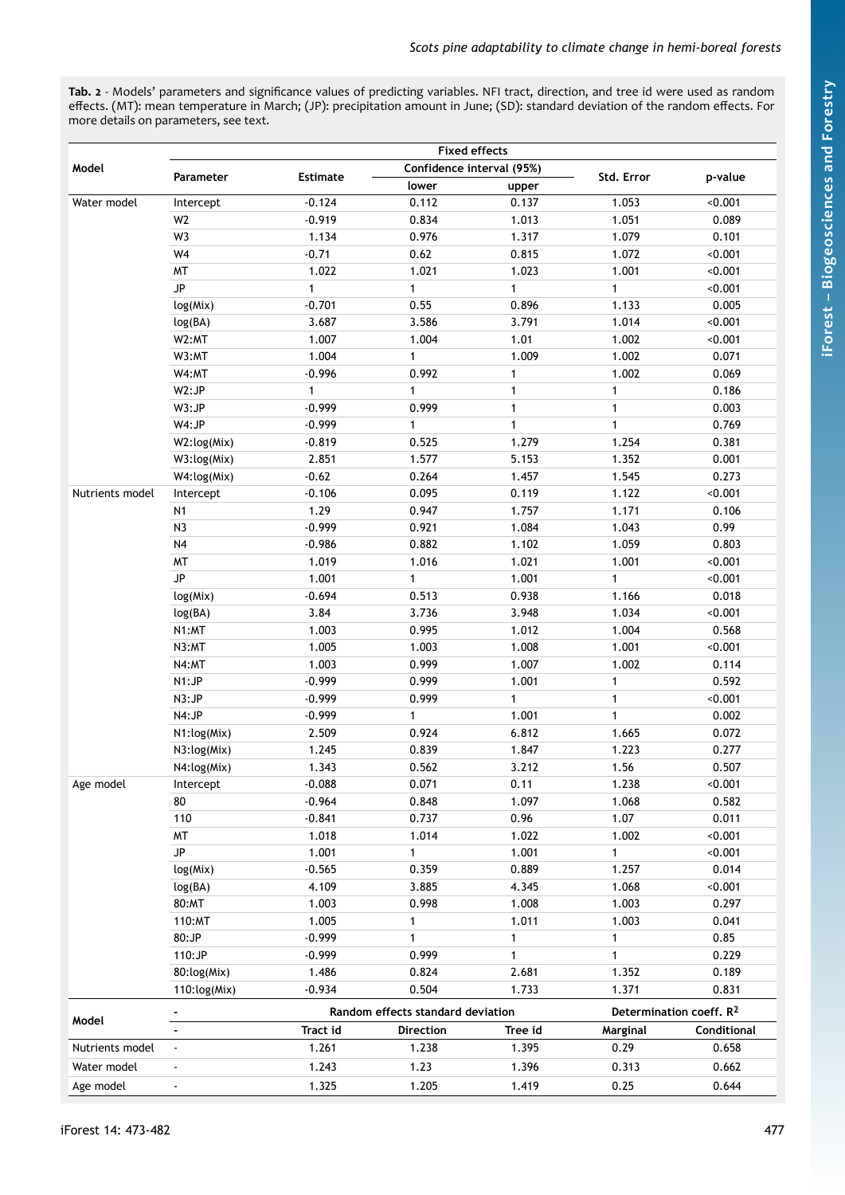**Tab. 2** - Models' parameters and significance values of predicting variables. NFI tract, direction, and tree id were used as random effects. (MT): mean temperature in March; (JP): precipitation amount in June; (SD): standard deviation of the random effects. For more details on parameters, see text.

| Model | Fixed effects | | | | | |
|---|---|---|---|---|---|---|
| | Parameter | Estimate | Confidence interval (95%) | | Std. Error | p-value |
| | | | lower | upper | | |
| Water model | Intercept | -0.124 | 0.112 | 0.137 | 1.053 | <0.001 |
| | W2 | -0.919 | 0.834 | 1.013 | 1.051 | 0.089 |
| | W3 | 1.134 | 0.976 | 1.317 | 1.079 | 0.101 |
| | W4 | -0.71 | 0.62 | 0.815 | 1.072 | <0.001 |
| | MT | 1.022 | 1.021 | 1.023 | 1.001 | <0.001 |
| | JP | 1 | 1 | 1 | 1 | <0.001 |
| | log(Mix) | -0.701 | 0.55 | 0.896 | 1.133 | 0.005 |
| | log(BA) | 3.687 | 3.586 | 3.791 | 1.014 | <0.001 |
| | W2:MT | 1.007 | 1.004 | 1.01 | 1.002 | <0.001 |
| | W3:MT | 1.004 | 1 | 1.009 | 1.002 | 0.071 |
| | W4:MT | -0.996 | 0.992 | 1 | 1.002 | 0.069 |
| | W2:JP | 1 | 1 | 1 | 1 | 0.186 |
| | W3:JP | -0.999 | 0.999 | 1 | 1 | 0.003 |
| | W4:JP | -0.999 | 1 | 1 | 1 | 0.769 |
| | W2:log(Mix) | -0.819 | 0.525 | 1.279 | 1.254 | 0.381 |
| | W3:log(Mix) | 2.851 | 1.577 | 5.153 | 1.352 | 0.001 |
| | W4:log(Mix) | -0.62 | 0.264 | 1.457 | 1.545 | 0.273 |
| Nutrients model | Intercept | -0.106 | 0.095 | 0.119 | 1.122 | <0.001 |
| | N1 | 1.29 | 0.947 | 1.757 | 1.171 | 0.106 |
| | N3 | -0.999 | 0.921 | 1.084 | 1.043 | 0.99 |
| | N4 | -0.986 | 0.882 | 1.102 | 1.059 | 0.803 |
| | MT | 1.019 | 1.016 | 1.021 | 1.001 | <0.001 |
| | JP | 1.001 | 1 | 1.001 | 1 | <0.001 |
| | log(Mix) | -0.694 | 0.513 | 0.938 | 1.166 | 0.018 |
| | log(BA) | 3.84 | 3.736 | 3.948 | 1.034 | <0.001 |
| | N1:MT | 1.003 | 0.995 | 1.012 | 1.004 | 0.568 |
| | N3:MT | 1.005 | 1.003 | 1.008 | 1.001 | <0.001 |
| | N4:MT | 1.003 | 0.999 | 1.007 | 1.002 | 0.114 |
| | N1:JP | -0.999 | 0.999 | 1.001 | 1 | 0.592 |
| | N3:JP | -0.999 | 0.999 | 1 | 1 | <0.001 |
| | N4:JP | -0.999 | 1 | 1.001 | 1 | 0.002 |
| | N1:log(Mix) | 2.509 | 0.924 | 6.812 | 1.665 | 0.072 |
| | N3:log(Mix) | 1.245 | 0.839 | 1.847 | 1.223 | 0.277 |
| | N4:log(Mix) | 1.343 | 0.562 | 3.212 | 1.56 | 0.507 |
| Age model | Intercept | -0.088 | 0.071 | 0.11 | 1.238 | <0.001 |
| | 80 | -0.964 | 0.848 | 1.097 | 1.068 | 0.582 |
| | 110 | -0.841 | 0.737 | 0.96 | 1.07 | 0.011 |
| | MT | 1.018 | 1.014 | 1.022 | 1.002 | <0.001 |
| | JP | 1.001 | 1 | 1.001 | 1 | <0.001 |
| | log(Mix) | -0.565 | 0.359 | 0.889 | 1.257 | 0.014 |
| | log(BA) | 4.109 | 3.885 | 4.345 | 1.068 | <0.001 |
| | 80:MT | 1.003 | 0.998 | 1.008 | 1.003 | 0.297 |
| | 110:MT | 1.005 | 1 | 1.011 | 1.003 | 0.041 |
| | 80:JP | -0.999 | 1 | 1 | 1 | 0.85 |
| | 110:JP | -0.999 | 0.999 | 1 | 1 | 0.229 |
| | 80:log(Mix) | 1.486 | 0.824 | 2.681 | 1.352 | 0.189 |
| | 110:log(Mix) | -0.934 | 0.504 | 1.733 | 1.371 | 0.831 |
| **Model** | - | Random effects standard deviation | | | Determination coeff. $R^2$ | |
| | - | Tract id | Direction | Tree id | Marginal | Conditional |
| Nutrients model | - | 1.261 | 1.238 | 1.395 | 0.29 | 0.658 |
| Water model | - | 1.243 | 1.23 | 1.396 | 0.313 | 0.662 |
| Age model | - | 1.325 | 1.205 | 1.419 | 0.25 | 0.644 |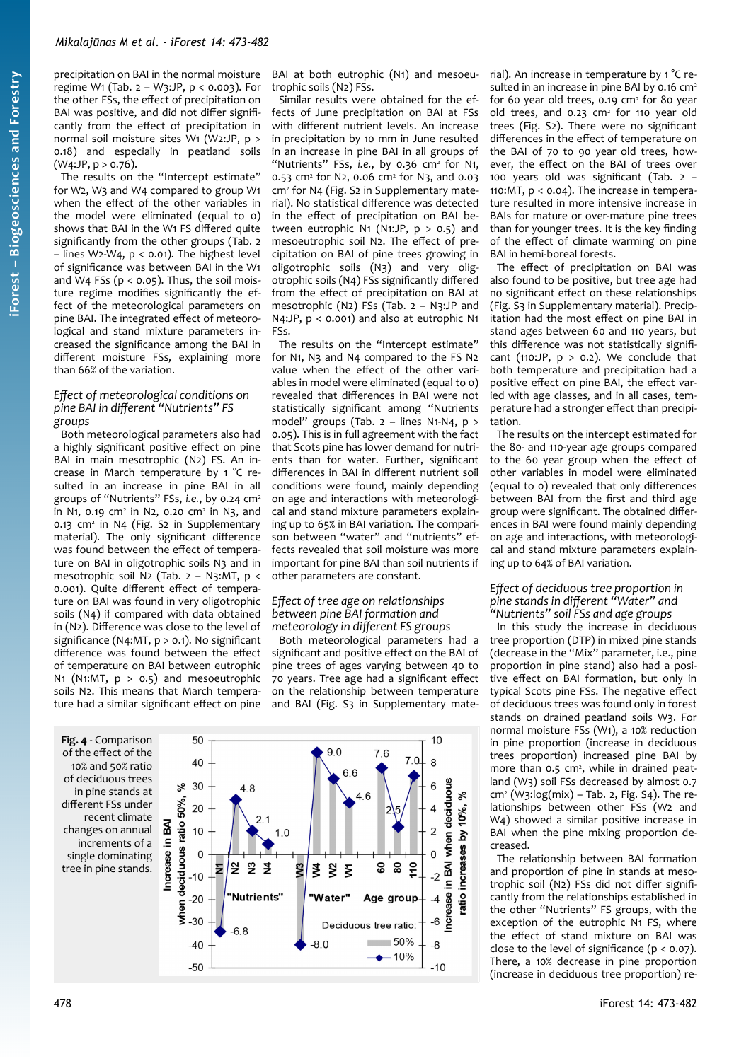precipitation on BAI in the normal moisture regime W1 (Tab. 2 – W3:JP, $p < 0.003$). For the other FSs, the effect of precipitation on BAI was positive, and did not differ significantly from the effect of precipitation in normal soil moisture sites W1 (W2:JP, $p > 0.18$) and especially in peatland soils (W4:JP, $p > 0.76$).

The results on the "Intercept estimate" for W2, W3 and W4 compared to group W1 when the effect of the other variables in the model were eliminated (equal to 0) shows that BAI in the W1 FS differed quite significantly from the other groups (Tab. 2 – lines W2-W4, $p < 0.01$). The highest level of significance was between BAI in the W1 and W4 FSs ($p < 0.05$). Thus, the soil moisture regime modifies significantly the effect of the meteorological parameters on pine BAI. The integrated effect of meteorological and stand mixture parameters increased the significance among the BAI in different moisture FSs, explaining more than 66% of the variation.

### *Effect of meteorological conditions on pine BAI in different "Nutrients" FS groups*

Both meteorological parameters also had a highly significant positive effect on pine BAI in main mesotrophic (N2) FS. An increase in March temperature by 1 °C resulted in an increase in pine BAI in all groups of "Nutrients" FSs, *i.e.*, by 0.24 cm² in N1, 0.19 cm² in N2, 0.20 cm² in N3, and 0.13 cm² in N4 (Fig. S2 in Supplementary material). The only significant difference was found between the effect of temperature on BAI in oligotrophic soils N3 and in mesotrophic soil N2 (Tab. 2 – N3:MT, $p < 0.001$). Quite different effect of temperature on BAI was found in very oligotrophic soils (N4) if compared with data obtained in (N2). Difference was close to the level of significance (N4:MT, $p > 0.1$). No significant difference was found between the effect of temperature on BAI between eutrophic N1 (N1:MT, $p > 0.5$) and mesoeutrophic soils N2. This means that March temperature had a similar significant effect on pine BAI at both eutrophic (N1) and mesoeutrophic soils (N2) FSs.

Similar results were obtained for the effects of June precipitation on BAI at FSs with different nutrient levels. An increase in precipitation by 10 mm in June resulted in an increase in pine BAI in all groups of "Nutrients" FSs, *i.e.*, by 0.36 cm² for N1, 0.53 cm² for N2, 0.06 cm² for N3, and 0.03 cm² for N4 (Fig. S2 in Supplementary material). No statistical difference was detected in the effect of precipitation on BAI between eutrophic N1 (N1:JP, $p > 0.5$) and mesoeutrophic soil N2. The effect of precipitation on BAI of pine trees growing in oligotrophic soils (N3) and very oligotrophic soils (N4) FSs significantly differed from the effect of precipitation on BAI at mesotrophic (N2) FSs (Tab. 2 – N3:JP and N4:JP, $p < 0.001$) and also at eutrophic N1 FSs.

The results on the "Intercept estimate" for N1, N3 and N4 compared to the FS N2 value when the effect of the other variables in model were eliminated (equal to 0) revealed that differences in BAI were not statistically significant among "Nutrients model" groups (Tab. 2 – lines N1-N4, $p > 0.05$). This is in full agreement with the fact that Scots pine has lower demand for nutrients than for water. Further, significant differences in BAI in different nutrient soil conditions were found, mainly depending on age and interactions with meteorological and stand mixture parameters explaining up to 65% in BAI variation. The comparison between "water" and "nutrients" effects revealed that soil moisture was more important for pine BAI than soil nutrients if other parameters are constant.

### *Effect of tree age on relationships between pine BAI formation and meteorology in different FS groups*

Both meteorological parameters had a significant and positive effect on the BAI of pine trees of ages varying between 40 to 70 years. Tree age had a significant effect on the relationship between temperature and BAI (Fig. S3 in Supplementary material). An increase in temperature by 1 °C resulted in an increase in pine BAI by 0.16 cm² for 60 year old trees, 0.19 cm² for 80 year old trees, and 0.23 cm² for 110 year old trees (Fig. S2). There were no significant differences in the effect of temperature on the BAI of 70 to 90 year old trees, however, the effect on the BAI of trees over 100 years old was significant (Tab. 2 – 110:MT, $p < 0.04$). The increase in temperature resulted in more intensive increase in BAIs for mature or over-mature pine trees than for younger trees. It is the key finding of the effect of climate warming on pine BAI in hemi-boreal forests.

The effect of precipitation on BAI was also found to be positive, but tree age had no significant effect on these relationships (Fig. S3 in Supplementary material). Precipitation had the most effect on pine BAI in stand ages between 60 and 110 years, but this difference was not statistically significant (110:JP, $p > 0.2$). We conclude that both temperature and precipitation had a positive effect on pine BAI, the effect varied with age classes, and in all cases, temperature had a stronger effect than precipitation.

The results on the intercept estimated for the 80- and 110-year age groups compared to the 60 year group when the effect of other variables in model were eliminated (equal to 0) revealed that only differences between BAI from the first and third age group were significant. The obtained differences in BAI were found mainly depending on age and interactions, with meteorological and stand mixture parameters explaining up to 64% of BAI variation.

### *Effect of deciduous tree proportion in pine stands in different "Water" and "Nutrients" soil FSs and age groups*

In this study the increase in deciduous tree proportion (DTP) in mixed pine stands (decrease in the "Mix" parameter, i.e., pine proportion in pine stand) also had a positive effect on BAI formation, but only in typical Scots pine FSs. The negative effect of deciduous trees was found only in forest stands on drained peatland soils W3. For normal moisture FSs (W1), a 10% reduction in pine proportion (increase in deciduous trees proportion) increased pine BAI by more than 0.5 cm², while in drained peatland (W3) soil FSs decreased by almost 0.7 cm² (W3:log(mix) – Tab. 2, Fig. S4). The relationships between other FSs (W2 and W4) showed a similar positive increase in BAI when the pine mixing proportion decreased.

The relationship between BAI formation and proportion of pine in stands at mesotrophic soil (N2) FSs did not differ significantly from the relationships established in the other "Nutrients" FSs groups, with the exception of the eutrophic N1 FS, where the effect of stand mixture on BAI was close to the level of significance ($p < 0.07$). There, a 10% decrease in pine proportion (increase in deciduous tree proportion) re-

**Fig. 4** - Comparison of the effect of the 10% and 50% ratio of deciduous trees in pine stands at different FSs under recent climate changes on annual increments of a single dominating tree in pine stands.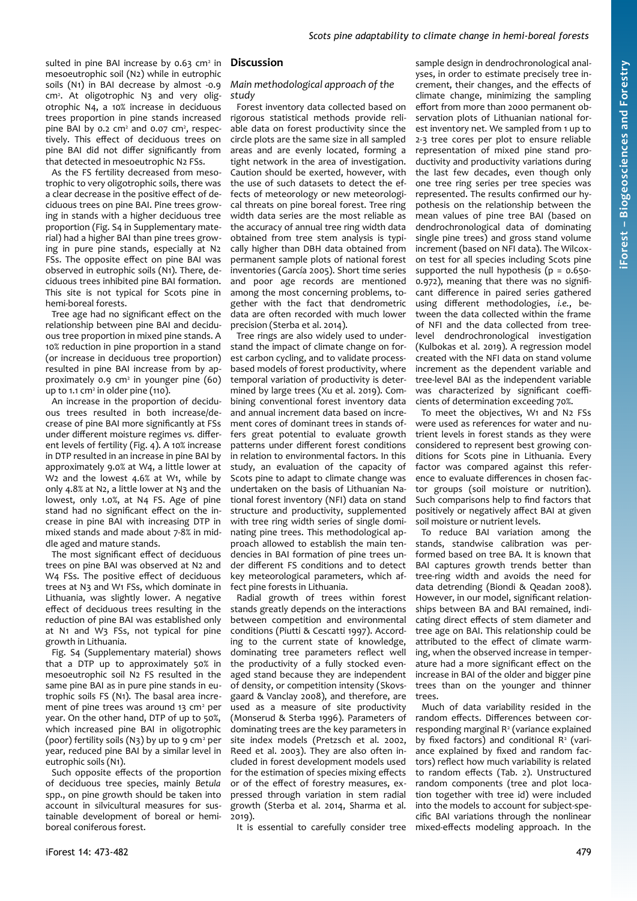sulted in pine BAI increase by 0.63 $cm^2$ in mesoeutrophic soil (N2) while in eutrophic soils (N1) in BAI decrease by almost -0.9 $cm^2$. At oligotrophic N3 and very oligotrophic N4, a 10% increase in deciduous trees proportion in pine stands increased pine BAI by 0.2 $cm^2$ and 0.07 $cm^2$, respectively. This effect of deciduous trees on pine BAI did not differ significantly from that detected in mesoeutrophic N2 FSs.

As the FS fertility decreased from mesotrophic to very oligotrophic soils, there was a clear decrease in the positive effect of deciduous trees on pine BAI. Pine trees growing in stands with a higher deciduous tree proportion (Fig. S4 in Supplementary material) had a higher BAI than pine trees growing in pure pine stands, especially at N2 FSs. The opposite effect on pine BAI was observed in eutrophic soils (N1). There, deciduous trees inhibited pine BAI formation. This site is not typical for Scots pine in hemi-boreal forests.

Tree age had no significant effect on the relationship between pine BAI and deciduous tree proportion in mixed pine stands. A 10% reduction in pine proportion in a stand (or increase in deciduous tree proportion) resulted in pine BAI increase from by approximately 0.9 $cm^2$ in younger pine (60) up to 1.1 $cm^2$ in older pine (110).

An increase in the proportion of deciduous trees resulted in both increase/decrease of pine BAI more significantly at FSs under different moisture regimes *vs.* different levels of fertility (Fig. 4). A 10% increase in DTP resulted in an increase in pine BAI by approximately 9.0% at W4, a little lower at W2 and the lowest 4.6% at W1, while by only 4.8% at N2, a little lower at N3 and the lowest, only 1.0%, at N4 FS. Age of pine stand had no significant effect on the increase in pine BAI with increasing DTP in mixed stands and made about 7-8% in middle aged and mature stands.

The most significant effect of deciduous trees on pine BAI was observed at N2 and W4 FSs. The positive effect of deciduous trees at N3 and W1 FSs, which dominate in Lithuania, was slightly lower. A negative effect of deciduous trees resulting in the reduction of pine BAI was established only at N1 and W3 FSs, not typical for pine growth in Lithuania.

Fig. S4 (Supplementary material) shows that a DTP up to approximately 50% in mesoeutrophic soil N2 FS resulted in the same pine BAI as in pure pine stands in eutrophic soils FS (N1). The basal area increment of pine trees was around 13 $cm^2$ per year. On the other hand, DTP of up to 50%, which increased pine BAI in oligotrophic (poor) fertility soils (N3) by up to 9 $cm^2$ per year, reduced pine BAI by a similar level in eutrophic soils (N1).

Such opposite effects of the proportion of deciduous tree species, mainly *Betula* spp., on pine growth should be taken into account in silvicultural measures for sustainable development of boreal or hemi-boreal coniferous forest.

## Discussion

### Main methodological approach of the study

Forest inventory data collected based on rigorous statistical methods provide reliable data on forest productivity since the circle plots are the same size in all sampled areas and are evenly located, forming a tight network in the area of investigation. Caution should be exerted, however, with the use of such datasets to detect the effects of meteorology or new meteorological threats on pine boreal forest. Tree ring width data series are the most reliable as the accuracy of annual tree ring width data obtained from tree stem analysis is typically higher than DBH data obtained from permanent sample plots of national forest inventories (García 2005). Short time series and poor age records are mentioned among the most concerning problems, together with the fact that dendrometric data are often recorded with much lower precision (Sterba et al. 2014).

Tree rings are also widely used to understand the impact of climate change on forest carbon cycling, and to validate process-based models of forest productivity, where temporal variation of productivity is determined by large trees (Xu et al. 2019). Combining conventional forest inventory data and annual increment data based on increment cores of dominant trees in stands offers great potential to evaluate growth patterns under different forest conditions in relation to environmental factors. In this study, an evaluation of the capacity of Scots pine to adapt to climate change was undertaken on the basis of Lithuanian National forest inventory (NFI) data on stand structure and productivity, supplemented with tree ring width series of single dominating pine trees. This methodological approach allowed to establish the main tendencies in BAI formation of pine trees under different FS conditions and to detect key meteorological parameters, which affect pine forests in Lithuania.

Radial growth of trees within forest stands greatly depends on the interactions between competition and environmental conditions (Piutti & Cescatti 1997). According to the current state of knowledge, dominating tree parameters reflect well the productivity of a fully stocked even-aged stand because they are independent of density, or competition intensity (Skovsgaard & Vanclay 2008), and therefore, are used as a measure of site productivity (Monserud & Sterba 1996). Parameters of dominating trees are the key parameters in site index models (Pretzsch et al. 2002, Reed et al. 2003). They are also often included in forest development models used for the estimation of species mixing effects or of the effect of forestry measures, expressed through variation in stem radial growth (Sterba et al. 2014, Sharma et al. 2019).

It is essential to carefully consider tree sample design in dendrochronological analyses, in order to estimate precisely tree increment, their changes, and the effects of climate change, minimizing the sampling effort from more than 2000 permanent observation plots of Lithuanian national forest inventory net. We sampled from 1 up to 2-3 tree cores per plot to ensure reliable representation of mixed pine stand productivity and productivity variations during the last few decades, even though only one tree ring series per tree species was represented. The results confirmed our hypothesis on the relationship between the mean values of pine tree BAI (based on dendrochronological data of dominating single pine trees) and gross stand volume increment (based on NFI data). The Wilcoxon test for all species including Scots pine supported the null hypothesis (p = 0.650-0.972), meaning that there was no significant difference in paired series gathered using different methodologies, *i.e.*, between the data collected within the frame of NFI and the data collected from tree-level dendrochronological investigation (Kulbokas et al. 2019). A regression model created with the NFI data on stand volume increment as the dependent variable and tree-level BAI as the independent variable was characterized by significant coefficients of determination exceeding 70%.

To meet the objectives, W1 and N2 FSs were used as references for water and nutrient levels in forest stands as they were considered to represent best growing conditions for Scots pine in Lithuania. Every factor was compared against this reference to evaluate differences in chosen factor groups (soil moisture or nutrition). Such comparisons help to find factors that positively or negatively affect BAI at given soil moisture or nutrient levels.

To reduce BAI variation among the stands, standwise calibration was performed based on tree BA. It is known that BAI captures growth trends better than tree-ring width and avoids the need for data detrending (Biondi & Qeadan 2008). However, in our model, significant relationships between BA and BAI remained, indicating direct effects of stem diameter and tree age on BAI. This relationship could be attributed to the effect of climate warming, when the observed increase in temperature had a more significant effect on the increase in BAI of the older and bigger pine trees than on the younger and thinner trees.

Much of data variability resided in the random effects. Differences between corresponding marginal $R^2$ (variance explained by fixed factors) and conditional $R^2$ (variance explained by fixed and random factors) reflect how much variability is related to random effects (Tab. 2). Unstructured random components (tree and plot location together with tree id) were included into the models to account for subject-specific BAI variations through the nonlinear mixed-effects modeling approach. In the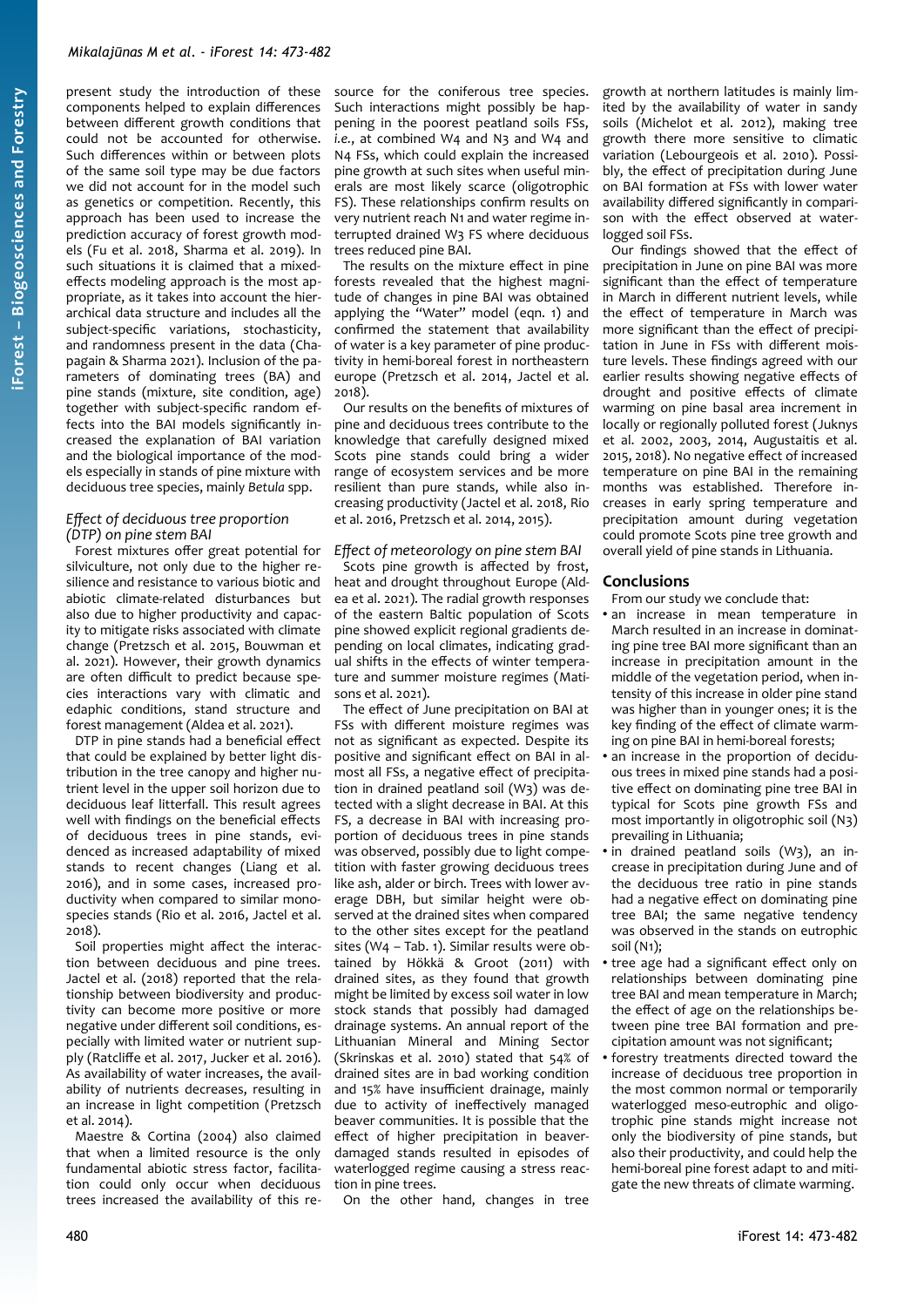present study the introduction of these components helped to explain differences between different growth conditions that could not be accounted for otherwise. Such differences within or between plots of the same soil type may be due factors we did not account for in the model such as genetics or competition. Recently, this approach has been used to increase the prediction accuracy of forest growth models (Fu et al. 2018, Sharma et al. 2019). In such situations it is claimed that a mixed-effects modeling approach is the most appropriate, as it takes into account the hierarchical data structure and includes all the subject-specific variations, stochasticity, and randomness present in the data (Chapagain & Sharma 2021). Inclusion of the parameters of dominating trees (BA) and pine stands (mixture, site condition, age) together with subject-specific random effects into the BAI models significantly increased the explanation of BAI variation and the biological importance of the models especially in stands of pine mixture with deciduous tree species, mainly *Betula* spp.

### *Effect of deciduous tree proportion (DTP) on pine stem BAI*

Forest mixtures offer great potential for silviculture, not only due to the higher resilience and resistance to various biotic and abiotic climate-related disturbances but also due to higher productivity and capacity to mitigate risks associated with climate change (Pretzsch et al. 2015, Bouwman et al. 2021). However, their growth dynamics are often difficult to predict because species interactions vary with climatic and edaphic conditions, stand structure and forest management (Aldea et al. 2021).

DTP in pine stands had a beneficial effect that could be explained by better light distribution in the tree canopy and higher nutrient level in the upper soil horizon due to deciduous leaf litterfall. This result agrees well with findings on the beneficial effects of deciduous trees in pine stands, evidenced as increased adaptability of mixed stands to recent changes (Liang et al. 2016), and in some cases, increased productivity when compared to similar monospecies stands (Rio et al. 2016, Jactel et al. 2018).

Soil properties might affect the interaction between deciduous and pine trees. Jactel et al. (2018) reported that the relationship between biodiversity and productivity can become more positive or more negative under different soil conditions, especially with limited water or nutrient supply (Ratcliffe et al. 2017, Jucker et al. 2016). As availability of water increases, the availability of nutrients decreases, resulting in an increase in light competition (Pretzsch et al. 2014).

Maestre & Cortina (2004) also claimed that when a limited resource is the only fundamental abiotic stress factor, facilitation could only occur when deciduous trees increased the availability of this resource for the coniferous tree species. Such interactions might possibly be happening in the poorest peatland soils FSs, *i.e.*, at combined W4 and N3 and W4 and N4 FSs, which could explain the increased pine growth at such sites when useful minerals are most likely scarce (oligotrophic FS). These relationships confirm results on very nutrient reach N1 and water regime interrupted drained W3 FS where deciduous trees reduced pine BAI.

The results on the mixture effect in pine forests revealed that the highest magnitude of changes in pine BAI was obtained applying the "Water" model (eqn. 1) and confirmed the statement that availability of water is a key parameter of pine productivity in hemi-boreal forest in northeastern europe (Pretzsch et al. 2014, Jactel et al. 2018).

Our results on the benefits of mixtures of pine and deciduous trees contribute to the knowledge that carefully designed mixed Scots pine stands could bring a wider range of ecosystem services and be more resilient than pure stands, while also increasing productivity (Jactel et al. 2018, Rio et al. 2016, Pretzsch et al. 2014, 2015).

### *Effect of meteorology on pine stem BAI*

Scots pine growth is affected by frost, heat and drought throughout Europe (Aldea et al. 2021). The radial growth responses of the eastern Baltic population of Scots pine showed explicit regional gradients depending on local climates, indicating gradual shifts in the effects of winter temperature and summer moisture regimes (Matisons et al. 2021).

The effect of June precipitation on BAI at FSs with different moisture regimes was not as significant as expected. Despite its positive and significant effect on BAI in almost all FSs, a negative effect of precipitation in drained peatland soil (W3) was detected with a slight decrease in BAI. At this FS, a decrease in BAI with increasing proportion of deciduous trees in pine stands was observed, possibly due to light competition with faster growing deciduous trees like ash, alder or birch. Trees with lower average DBH, but similar height were observed at the drained sites when compared to the other sites except for the peatland sites (W4 – Tab. 1). Similar results were obtained by Hökkä & Groot (2011) with drained sites, as they found that growth might be limited by excess soil water in low stock stands that possibly had damaged drainage systems. An annual report of the Lithuanian Mineral and Mining Sector (Skrinskas et al. 2010) stated that 54% of drained sites are in bad working condition and 15% have insufficient drainage, mainly due to activity of ineffectively managed beaver communities. It is possible that the effect of higher precipitation in beaver-damaged stands resulted in episodes of waterlogged regime causing a stress reaction in pine trees.

On the other hand, changes in tree growth at northern latitudes is mainly limited by the availability of water in sandy soils (Michelot et al. 2012), making tree growth there more sensitive to climatic variation (Lebourgeois et al. 2010). Possibly, the effect of precipitation during June on BAI formation at FSs with lower water availability differed significantly in comparison with the effect observed at waterlogged soil FSs.

Our findings showed that the effect of precipitation in June on pine BAI was more significant than the effect of temperature in March in different nutrient levels, while the effect of temperature in March was more significant than the effect of precipitation in June in FSs with different moisture levels. These findings agreed with our earlier results showing negative effects of drought and positive effects of climate warming on pine basal area increment in locally or regionally polluted forest (Juknys et al. 2002, 2003, 2014, Augustaitis et al. 2015, 2018). No negative effect of increased temperature on pine BAI in the remaining months was established. Therefore increases in early spring temperature and precipitation amount during vegetation could promote Scots pine tree growth and overall yield of pine stands in Lithuania.

## Conclusions

From our study we conclude that:

- an increase in mean temperature in March resulted in an increase in dominating pine tree BAI more significant than an increase in precipitation amount in the middle of the vegetation period, when intensity of this increase in older pine stand was higher than in younger ones; it is the key finding of the effect of climate warming on pine BAI in hemi-boreal forests;
- an increase in the proportion of deciduous trees in mixed pine stands had a positive effect on dominating pine tree BAI in typical for Scots pine growth FSs and most importantly in oligotrophic soil (N3) prevailing in Lithuania;
- in drained peatland soils (W3), an increase in precipitation during June and of the deciduous tree ratio in pine stands had a negative effect on dominating pine tree BAI; the same negative tendency was observed in the stands on eutrophic soil (N1);
- tree age had a significant effect only on relationships between dominating pine tree BAI and mean temperature in March; the effect of age on the relationships between pine tree BAI formation and precipitation amount was not significant;
- forestry treatments directed toward the increase of deciduous tree proportion in the most common normal or temporarily waterlogged meso-eutrophic and oligotrophic pine stands might increase not only the biodiversity of pine stands, but also their productivity, and could help the hemi-boreal pine forest adapt to and mitigate the new threats of climate warming.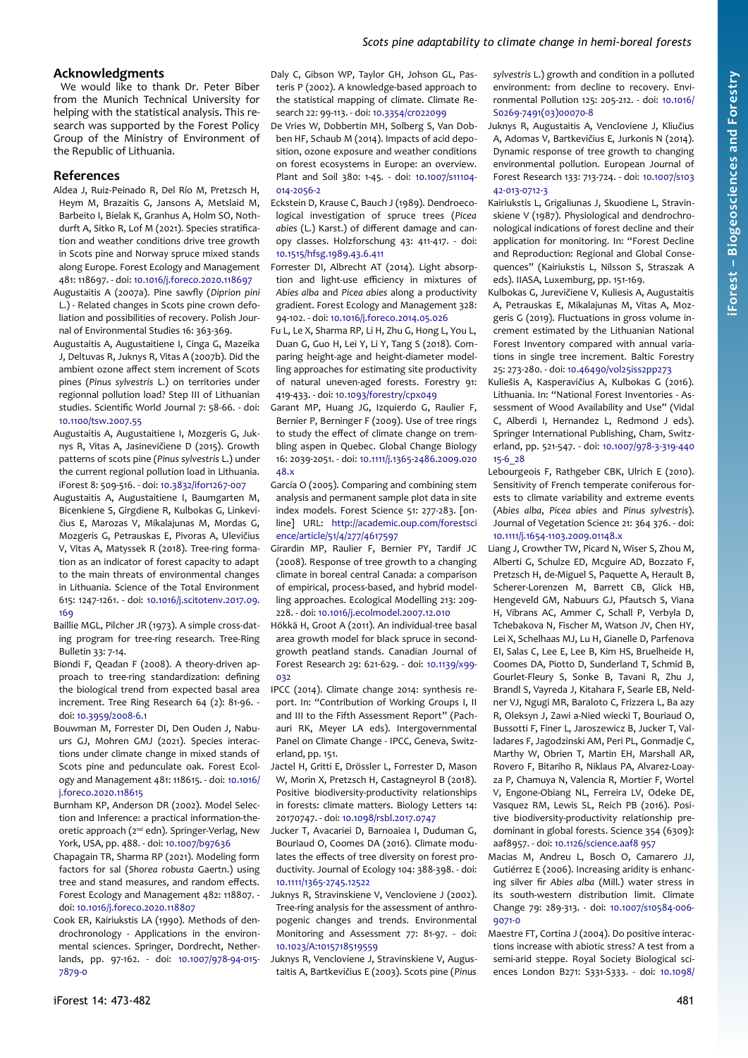## Acknowledgments

We would like to thank Dr. Peter Biber from the Munich Technical University for helping with the statistical analysis. This research was supported by the Forest Policy Group of the Ministry of Environment of the Republic of Lithuania.

## References

Aldea J, Ruiz-Peinado R, del Río M, Pretzsch H, Heym M, Brazaitis G, Jansons A, Metslaid M, Barbeito I, Bielak K, Granhus A, Holm SO, Nothdurft A, Sitko R, Lof M (2021). Species stratification and weather conditions drive tree growth in Scots pine and Norway spruce mixed stands along Europe. Forest Ecology and Management 481: 118697. - doi: 10.1016/j.foreco.2020.118697

Augustaitis A (2007a). Pine sawfly (*Diprion pini* L.) - Related changes in Scots pine crown defoliation and possibilities of recovery. Polish Journal of Environmental Studies 16: 363-369.

Augustaitis A, Augustaitiene I, Cinga G, Mazeika J, Deltuvas R, Juknys R, Vitas A (2007b). Did the ambient ozone affect stem increment of Scots pines (*Pinus sylvestris* L.) on territories under regionnal pollution load? Step III of Lithuanian studies. Scientific World Journal 7: 58-66. - doi: 10.1100/tsw.2007.55

Augustaitis A, Augustaitiene I, Mozgeris G, Juknys R, Vitas A, Jasinevičiene D (2015). Growth patterns of scots pine (*Pinus sylvestris* L.) under the current regional pollution load in Lithuania. iForest 8: 509-516. - doi: 10.3832/ifor1267-007

Augustaitis A, Augustaitiene I, Baumgarten M, Bicenkiene S, Girgdiene R, Kulbokas G, Linkevičius E, Marozas V, Mikalajunas M, Mordas G, Mozgeris G, Petrauskas E, Pivoras A, Ulevičius V, Vitas A, Matyssek R (2018). Tree-ring formation as an indicator of forest capacity to adapt to the main threats of environmental changes in Lithuania. Science of the Total Environment 615: 1247-1261. - doi: 10.1016/j.scitotenv.2017.09.169

Baillie MGL, Pilcher JR (1973). A simple cross-dating program for tree-ring research. Tree-Ring Bulletin 33: 7-14.

Biondi F, Qeadan F (2008). A theory-driven approach to tree-ring standardization: defining the biological trend from expected basal area increment. Tree Ring Research 64 (2): 81-96. - doi: 10.3959/2008-6.1

Bouwman M, Forrester DI, Den Ouden J, Nabuurs GJ, Mohren GMJ (2021). Species interactions under climate change in mixed stands of Scots pine and pedunculate oak. Forest Ecology and Management 481: 118615. - doi: 10.1016/j.foreco.2020.118615

Burnham KP, Anderson DR (2002). Model Selection and Inference: a practical information-theoretic approach (2nd edn). Springer-Verlag, New York, USA, pp. 488. - doi: 10.1007/b97636

Chapagain TR, Sharma RP (2021). Modeling form factors for sal (*Shorea robusta* Gaertn.) using tree and stand measures, and random effects. Forest Ecology and Management 482: 118807. - doi: 10.1016/j.foreco.2020.118807

Cook ER, Kairiukstis LA (1990). Methods of dendrochronology - Applications in the environmental sciences. Springer, Dordrecht, Netherlands, pp. 97-162. - doi: 10.1007/978-94-015-7879-0

Daly C, Gibson WP, Taylor GH, Johson GL, Pasteris P (2002). A knowledge-based approach to the statistical mapping of climate. Climate Research 22: 99-113. - doi: 10.3354/cr022099

De Vries W, Dobbertin MH, Solberg S, Van Dobben HF, Schaub M (2014). Impacts of acid deposition, ozone exposure and weather conditions on forest ecosystems in Europe: an overview. Plant and Soil 380: 1-45. - doi: 10.1007/s11104-014-2056-2

Eckstein D, Krause C, Bauch J (1989). Dendroecological investigation of spruce trees (*Picea abies* (L.) Karst.) of different damage and canopy classes. Holzforschung 43: 411-417. - doi: 10.1515/hfsg.1989.43.6.411

Forrester DI, Albrecht AT (2014). Light absorption and light-use efficiency in mixtures of *Abies alba* and *Picea abies* along a productivity gradient. Forest Ecology and Management 328: 94-102. - doi: 10.1016/j.foreco.2014.05.026

Fu L, Le X, Sharma RP, Li H, Zhu G, Hong L, You L, Duan G, Guo H, Lei Y, Li Y, Tang S (2018). Comparing height-age and height-diameter modelling approaches for estimating site productivity of natural uneven-aged forests. Forestry 91: 419-433. - doi: 10.1093/forestry/cpx049

Garant MP, Huang JG, Izquierdo G, Raulier F, Bernier P, Berninger F (2009). Use of tree rings to study the effect of climate change on trembling aspen in Quebec. Global Change Biology 16: 2039-2051. - doi: 10.1111/j.1365-2486.2009.02048.x

García O (2005). Comparing and combining stem analysis and permanent sample plot data in site index models. Forest Science 51: 277-283. [online] URL: http://academic.oup.com/forestscience/article/51/4/277/4617597

Girardin MP, Raulier F, Bernier PY, Tardif JC (2008). Response of tree growth to a changing climate in boreal central Canada: a comparison of empirical, process-based, and hybrid modelling approaches. Ecological Modelling 213: 209-228. - doi: 10.1016/j.ecolmodel.2007.12.010

Hökkä H, Groot A (2011). An individual-tree basal area growth model for black spruce in second-growth peatland stands. Canadian Journal of Forest Research 29: 621-629. - doi: 10.1139/x99-032

IPCC (2014). Climate change 2014: synthesis report. In: "Contribution of Working Groups I, II and III to the Fifth Assessment Report" (Pachauri RK, Meyer LA eds). Intergovernmental Panel on Climate Change - IPCC, Geneva, Switzerland, pp. 151.

Jactel H, Gritti E, Drössler L, Forrester D, Mason W, Morin X, Pretzsch H, Castagneyrol B (2018). Positive biodiversity-productivity relationships in forests: climate matters. Biology Letters 14: 20170747. - doi: 10.1098/rsbl.2017.0747

Jucker T, Avacariei D, Barnoaiea I, Duduman G, Bouriaud O, Coomes DA (2016). Climate modulates the effects of tree diversity on forest productivity. Journal of Ecology 104: 388-398. - doi: 10.1111/1365-2745.12522

Juknys R, Stravinskiene V, Vencloviene J (2002). Tree-ring analysis for the assessment of anthropogenic changes and trends. Environmental Monitoring and Assessment 77: 81-97. - doi: 10.1023/A:1015718519559

Juknys R, Vencloviene J, Stravinskiene V, Augustaitis A, Bartkevičius E (2003). Scots pine (*Pinus sylvestris* L.) growth and condition in a polluted environment: from decline to recovery. Environmental Pollution 125: 205-212. - doi: 10.1016/S0269-7491(03)00070-8

Juknys R, Augustaitis A, Vencloviene J, Kliučius A, Adomas V, Bartkevičius E, Jurkonis N (2014). Dynamic response of tree growth to changing environmental pollution. European Journal of Forest Research 133: 713-724. - doi: 10.1007/s10342-013-0712-3

Kairiukstis L, Grigaliunas J, Skuodiene L, Stravinskiene V (1987). Physiological and dendrochronological indications of forest decline and their application for monitoring. In: "Forest Decline and Reproduction: Regional and Global Consequences" (Kairiukstis L, Nilsson S, Straszak A eds). IIASA, Luxemburg, pp. 151-169.

Kulbokas G, Jurevičiene V, Kuliesis A, Augustaitis A, Petrauskas E, Mikalajunas M, Vitas A, Mozgeris G (2019). Fluctuations in gross volume increment estimated by the Lithuanian National Forest Inventory compared with annual variations in single tree increment. Baltic Forestry 25: 273-280. - doi: 10.46490/vol25iss2pp273

Kuliešis A, Kasperavičius A, Kulbokas G (2016). Lithuania. In: "National Forest Inventories - Assessment of Wood Availability and Use" (Vidal C, Alberdi I, Hernandez L, Redmond J eds). Springer International Publishing, Cham, Switzerland, pp. 521-547. - doi: 10.1007/978-3-319-44015-6_28

Lebourgeois F, Rathgeber CBK, Ulrich E (2010). Sensitivity of French temperate coniferous forests to climate variability and extreme events (*Abies alba*, *Picea abies* and *Pinus sylvestris*). Journal of Vegetation Science 21: 364 376. - doi: 10.1111/j.1654-1103.2009.01148.x

Liang J, Crowther TW, Picard N, Wiser S, Zhou M, Alberti G, Schulze ED, Mcguire AD, Bozzato F, Pretzsch H, de-Miguel S, Paquette A, Herault B, Scherer-Lorenzen M, Barrett CB, Glick HB, Hengeveld GM, Nabuurs GJ, Pfautsch S, Viana H, Vibrans AC, Ammer C, Schall P, Verbyla D, Tchebakova N, Fischer M, Watson JV, Chen HY, Lei X, Schelhaas MJ, Lu H, Gianelle D, Parfenova EI, Salas C, Lee E, Lee B, Kim HS, Bruelheide H, Coomes DA, Piotto D, Sunderland T, Schmid B, Gourlet-Fleury S, Sonke B, Tavani R, Zhu J, Brandl S, Vayreda J, Kitahara F, Searle EB, Neldner VJ, Ngugi MR, Baraloto C, Frizzera L, Ba azy R, Oleksyn J, Zawi a-Nied wiecki T, Bouriaud O, Bussotti F, Finer L, Jaroszewicz B, Jucker T, Valladares F, Jagodzinski AM, Peri PL, Gonmadje C, Marthy W, Obrien T, Martin EH, Marshall AR, Rovero F, Bitariho R, Niklaus PA, Alvarez-Loayza P, Chamuya N, Valencia R, Mortier F, Wortel V, Engone-Obiang NL, Ferreira LV, Odeke DE, Vasquez RM, Lewis SL, Reich PB (2016). Positive biodiversity-productivity relationship predominant in global forests. Science 354 (6309): aaf8957. - doi: 10.1126/science.aaf8 957

Macias M, Andreu L, Bosch O, Camarero JJ, Gutiérrez E (2006). Increasing aridity is enhancing silver fir *Abies alba* (Mill.) water stress in its south-western distribution limit. Climate Change 79: 289-313. - doi: 10.1007/s10584-006-9071-0

Maestre FT, Cortina J (2004). Do positive interactions increase with abiotic stress? A test from a semi-arid steppe. Royal Society Biological sciences London B271: S331-S333. - doi: 10.1098/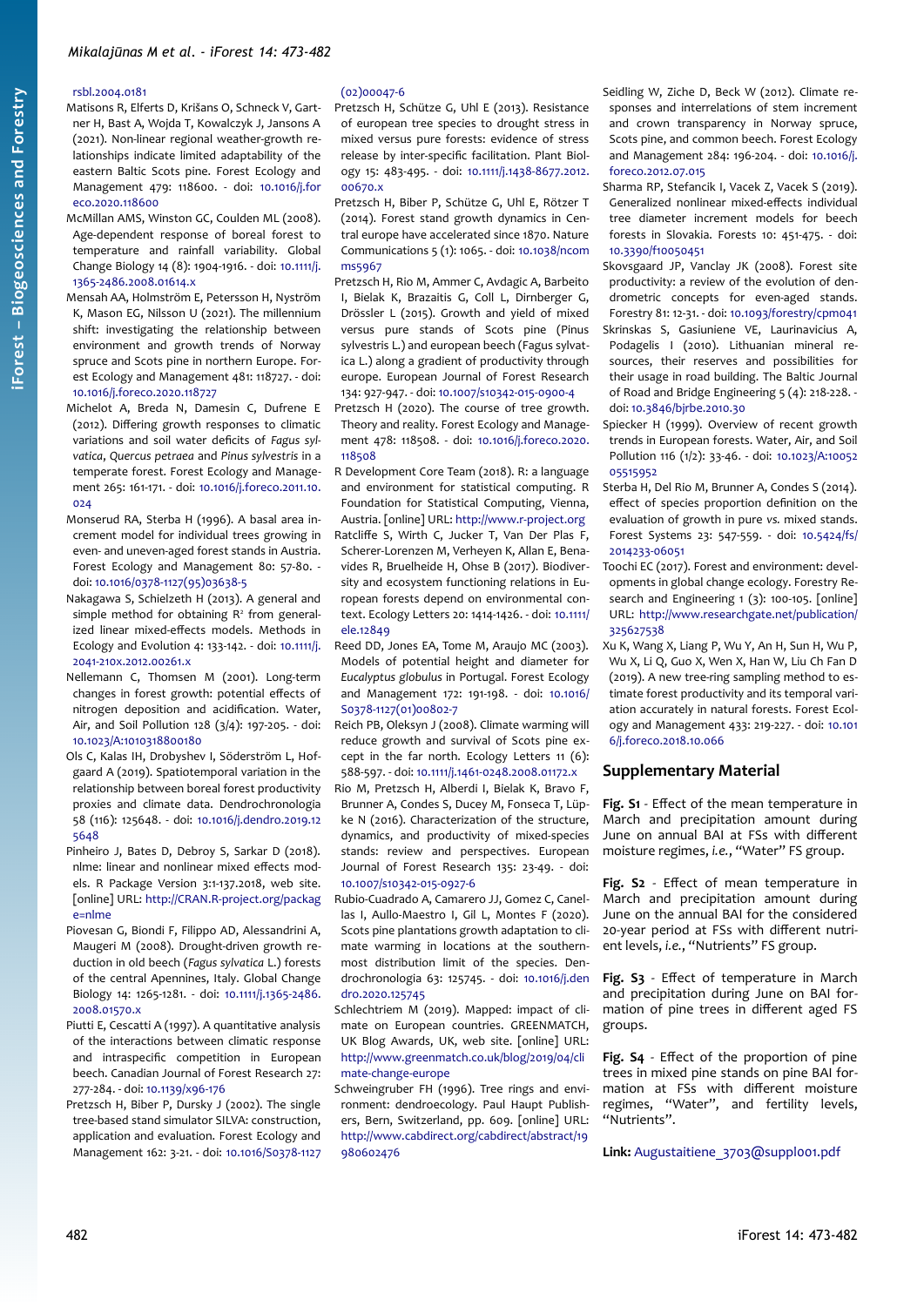rsbl.2004.0181

Matisons R, Elferts D, Krišans O, Schneck V, Gartner H, Bast A, Wojda T, Kowalczyk J, Jansons A (2021). Non-linear regional weather-growth relationships indicate limited adaptability of the eastern Baltic Scots pine. Forest Ecology and Management 479: 118600. - doi: 10.1016/j.foreco.2020.118600

McMillan AMS, Winston GC, Coulden ML (2008). Age-dependent response of boreal forest to temperature and rainfall variability. Global Change Biology 14 (8): 1904-1916. - doi: 10.1111/j.1365-2486.2008.01614.x

Mensah AA, Holmström E, Petersson H, Nyström K, Mason EG, Nilsson U (2021). The millennium shift: investigating the relationship between environment and growth trends of Norway spruce and Scots pine in northern Europe. Forest Ecology and Management 481: 118727. - doi: 10.1016/j.foreco.2020.118727

Michelot A, Breda N, Damesin C, Dufrene E (2012). Differing growth responses to climatic variations and soil water deficits of *Fagus sylvatica*, *Quercus petraea* and *Pinus sylvestris* in a temperate forest. Forest Ecology and Management 265: 161-171. - doi: 10.1016/j.foreco.2011.10.024

Monserud RA, Sterba H (1996). A basal area increment model for individual trees growing in even- and uneven-aged forest stands in Austria. Forest Ecology and Management 80: 57-80. - doi: 10.1016/0378-1127(95)03638-5

Nakagawa S, Schielzeth H (2013). A general and simple method for obtaining $R^2$ from generalized linear mixed-effects models. Methods in Ecology and Evolution 4: 133-142. - doi: 10.1111/j.2041-210x.2012.00261.x

Nellemann C, Thomsen M (2001). Long-term changes in forest growth: potential effects of nitrogen deposition and acidification. Water, Air, and Soil Pollution 128 (3/4): 197-205. - doi: 10.1023/A:1010318800180

Ols C, Kalas IH, Drobyshev I, Söderström L, Hofgaard A (2019). Spatiotemporal variation in the relationship between boreal forest productivity proxies and climate data. Dendrochronologia 58 (116): 125648. - doi: 10.1016/j.dendro.2019.125648

Pinheiro J, Bates D, Debroy S, Sarkar D (2018). nlme: linear and nonlinear mixed effects models. R Package Version 3:1-137.2018, web site. [online] URL: http://CRAN.R-project.org/package=nlme

Piovesan G, Biondi F, Filippo AD, Alessandrini A, Maugeri M (2008). Drought-driven growth reduction in old beech (*Fagus sylvatica* L.) forests of the central Apennines, Italy. Global Change Biology 14: 1265-1281. - doi: 10.1111/j.1365-2486.2008.01570.x

Piutti E, Cescatti A (1997). A quantitative analysis of the interactions between climatic response and intraspecific competition in European beech. Canadian Journal of Forest Research 27: 277-284. - doi: 10.1139/x96-176

Pretzsch H, Biber P, Dursky J (2002). The single tree-based stand simulator SILVA: construction, application and evaluation. Forest Ecology and Management 162: 3-21. - doi: 10.1016/S0378-1127(02)00047-6

Pretzsch H, Schütze G, Uhl E (2013). Resistance of european tree species to drought stress in mixed versus pure forests: evidence of stress release by inter-specific facilitation. Plant Biology 15: 483-495. - doi: 10.1111/j.1438-8677.2012.00670.x

Pretzsch H, Biber P, Schütze G, Uhl E, Rötzer T (2014). Forest stand growth dynamics in Central europe have accelerated since 1870. Nature Communications 5 (1): 1065. - doi: 10.1038/ncomms5967

Pretzsch H, Rio M, Ammer C, Avdagic A, Barbeito I, Bielak K, Brazaitis G, Coll L, Dirnberger G, Drössler L (2015). Growth and yield of mixed versus pure stands of Scots pine (Pinus sylvestris L.) and european beech (Fagus sylvatica L.) along a gradient of productivity through europe. European Journal of Forest Research 134: 927-947. - doi: 10.1007/s10342-015-0900-4

Pretzsch H (2020). The course of tree growth. Theory and reality. Forest Ecology and Management 478: 118508. - doi: 10.1016/j.foreco.2020.118508

R Development Core Team (2018). R: a language and environment for statistical computing. R Foundation for Statistical Computing, Vienna, Austria. [online] URL: http://www.r-project.org

Ratcliffe S, Wirth C, Jucker T, Van Der Plas F, Scherer-Lorenzen M, Verheyen K, Allan E, Benavides R, Bruelheide H, Ohse B (2017). Biodiversity and ecosystem functioning relations in European forests depend on environmental context. Ecology Letters 20: 1414-1426. - doi: 10.1111/ele.12849

Reed DD, Jones EA, Tome M, Araujo MC (2003). Models of potential height and diameter for *Eucalyptus globulus* in Portugal. Forest Ecology and Management 172: 191-198. - doi: 10.1016/S0378-1127(01)00802-7

Reich PB, Oleksyn J (2008). Climate warming will reduce growth and survival of Scots pine except in the far north. Ecology Letters 11 (6): 588-597. - doi: 10.1111/j.1461-0248.2008.01172.x

Rio M, Pretzsch H, Alberdi I, Bielak K, Bravo F, Brunner A, Condes S, Ducey M, Fonseca T, Lüpke N (2016). Characterization of the structure, dynamics, and productivity of mixed-species stands: review and perspectives. European Journal of Forest Research 135: 23-49. - doi: 10.1007/s10342-015-0927-6

Rubio-Cuadrado A, Camarero JJ, Gomez C, Canellas I, Aullo-Maestro I, Gil L, Montes F (2020). Scots pine plantations growth adaptation to climate warming in locations at the southernmost distribution limit of the species. Dendrochronologia 63: 125745. - doi: 10.1016/j.dendro.2020.125745

Schlechtriem M (2019). Mapped: impact of climate on European countries. GREENMATCH, UK Blog Awards, UK, web site. [online] URL: http://www.greenmatch.co.uk/blog/2019/04/climate-change-europe

Schweingruber FH (1996). Tree rings and environment: dendroecology. Paul Haupt Publishers, Bern, Switzerland, pp. 609. [online] URL: http://www.cabdirect.org/cabdirect/abstract/19980602476

Seidling W, Ziche D, Beck W (2012). Climate responses and interrelations of stem increment and crown transparency in Norway spruce, Scots pine, and common beech. Forest Ecology and Management 284: 196-204. - doi: 10.1016/j.foreco.2012.07.015

Sharma RP, Stefancik I, Vacek Z, Vacek S (2019). Generalized nonlinear mixed-effects individual tree diameter increment models for beech forests in Slovakia. Forests 10: 451-475. - doi: 10.3390/f10050451

Skovsgaard JP, Vanclay JK (2008). Forest site productivity: a review of the evolution of dendrometric concepts for even-aged stands. Forestry 81: 12-31. - doi: 10.1093/forestry/cpm041

Skrinskas S, Gasiuniene VE, Laurinavicius A, Podagelis I (2010). Lithuanian mineral resources, their reserves and possibilities for their usage in road building. The Baltic Journal of Road and Bridge Engineering 5 (4): 218-228. - doi: 10.3846/bjrbe.2010.30

Spiecker H (1999). Overview of recent growth trends in European forests. Water, Air, and Soil Pollution 116 (1/2): 33-46. - doi: 10.1023/A:1005205515952

Sterba H, Del Rio M, Brunner A, Condes S (2014). effect of species proportion definition on the evaluation of growth in pure *vs.* mixed stands. Forest Systems 23: 547-559. - doi: 10.5424/fs/2014233-06051

Toochi EC (2017). Forest and environment: developments in global change ecology. Forestry Research and Engineering 1 (3): 100-105. [online] URL: http://www.researchgate.net/publication/325627538

Xu K, Wang X, Liang P, Wu Y, An H, Sun H, Wu P, Wu X, Li Q, Guo X, Wen X, Han W, Liu Ch Fan D (2019). A new tree-ring sampling method to estimate forest productivity and its temporal variation accurately in natural forests. Forest Ecology and Management 433: 219-227. - doi: 10.1016/j.foreco.2018.10.066

## Supplementary Material

**Fig. S1** - Effect of the mean temperature in March and precipitation amount during June on annual BAI at FSs with different moisture regimes, *i.e.*, "Water" FS group.

**Fig. S2** - Effect of mean temperature in March and precipitation amount during June on the annual BAI for the considered 20-year period at FSs with different nutrient levels, *i.e.*, "Nutrients" FS group.

**Fig. S3** - Effect of temperature in March and precipitation during June on BAI formation of pine trees in different aged FS groups.

**Fig. S4** - Effect of the proportion of pine trees in mixed pine stands on pine BAI formation at FSs with different moisture regimes, "Water", and fertility levels, "Nutrients".

**Link:** Augustaitiene_3703@suppl001.pdf